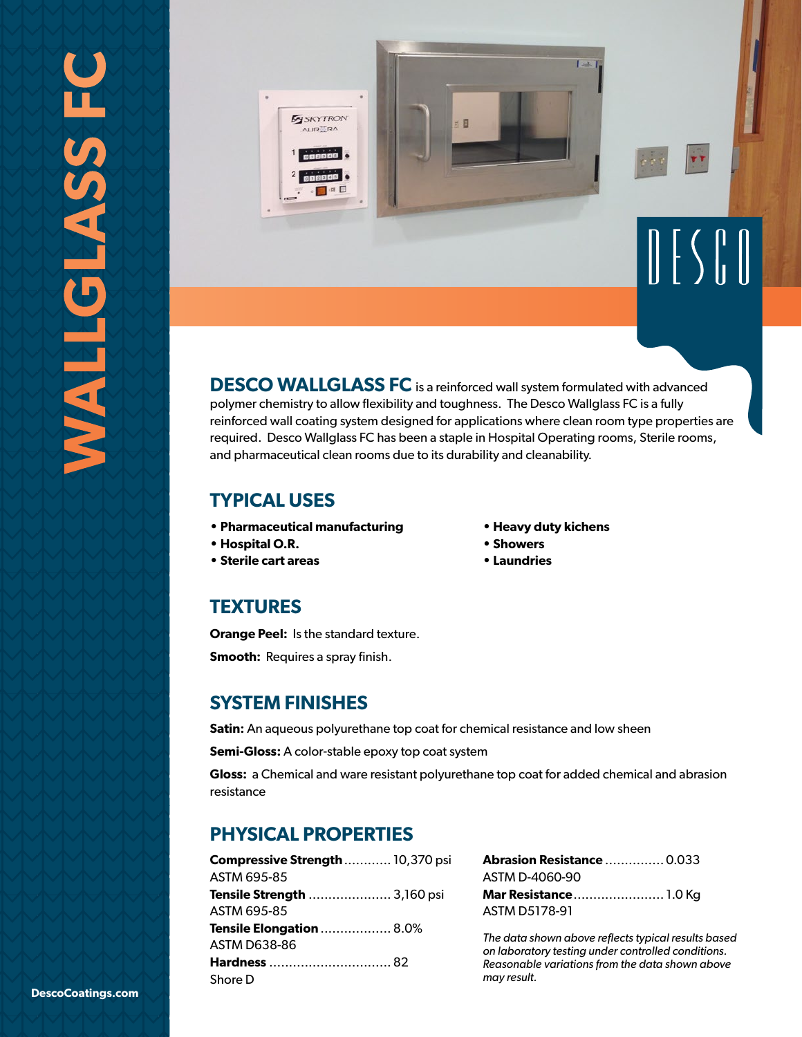# WALLGLASS FC

DESCO

**DESCO WALLGLASS FC** is a reinforced wall system formulated with advanced polymer chemistry to allow flexibility and toughness. The Desco Wallglass FC is a fully reinforced wall coating system designed for applications where clean room type properties are required. Desco Wallglass FC has been a staple in Hospital Operating rooms, Sterile rooms, and pharmaceutical clean rooms due to its durability and cleanability.

## TYPICAL USES

- **Pharmaceutical manufacturing**
- **Hospital O.R.**
- **Sterile cart areas**
- **Heavy duty kichens**
- **Showers**
- **Laundries**

## TEXTURES

**Orange Peel:** Is the standard texture.

**Smooth:** Requires a spray finish.

## SYSTEM FINISHES

**Satin:** An aqueous polyurethane top coat for chemical resistance and low sheen

**Semi-Gloss:** A color-stable epoxy top coat system

**Gloss:** a Chemical and ware resistant polyurethane top coat for added chemical and abrasion resistance

## PHYSICAL PROPERTIES

**Compressive Strength** ............ 10,370 psi
ASTM 695-85

**Tensile Strength** ..................... 3,160 psi
ASTM 695-85

**Tensile Elongation** .................. 8.0%
ASTM D638-86

**Hardness** ............................... 82
Shore D

**Abrasion Resistance** ............... 0.033
ASTM D-4060-90

**Mar Resistance** ....................... 1.0 Kg
ASTM D5178-91

*The data shown above reflects typical results based on laboratory testing under controlled conditions. Reasonable variations from the data shown above may result.*

**DescoCoatings.com**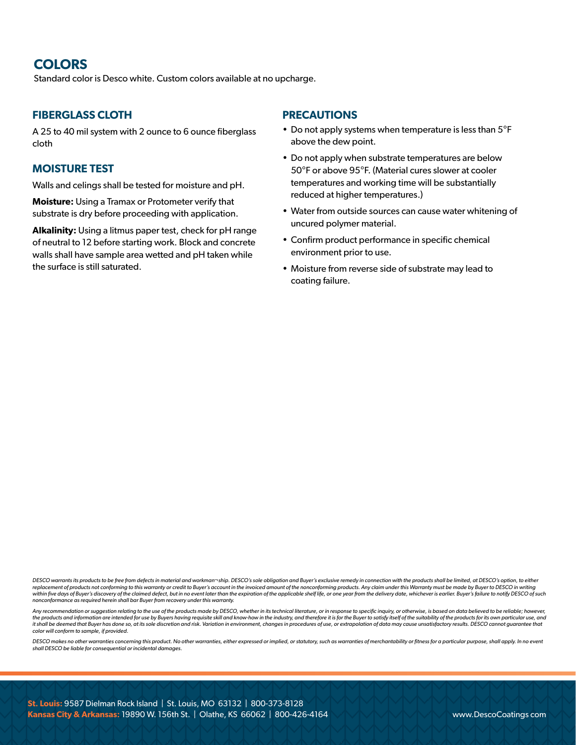## COLORS

Standard color is Desco white. Custom colors available at no upcharge.

### FIBERGLASS CLOTH

A 25 to 40 mil system with 2 ounce to 6 ounce fiberglass cloth

### MOISTURE TEST

Walls and celings shall be tested for moisture and pH.

**Moisture:** Using a Tramax or Protometer verify that substrate is dry before proceeding with application.

**Alkalinity:** Using a litmus paper test, check for pH range of neutral to 12 before starting work. Block and concrete walls shall have sample area wetted and pH taken while the surface is still saturated.

### PRECAUTIONS

- Do not apply systems when temperature is less than 5°F above the dew point.
- Do not apply when substrate temperatures are below 50°F or above 95°F. (Material cures slower at cooler temperatures and working time will be substantially reduced at higher temperatures.)
- Water from outside sources can cause water whitening of uncured polymer material.
- Confirm product performance in specific chemical environment prior to use.
- Moisture from reverse side of substrate may lead to coating failure.

*DESCO warrants its products to be free from defects in material and workman¬ship. DESCO's sole obligation and Buyer's exclusive remedy in connection with the products shall be limited, at DESCO's option, to either replacement of products not conforming to this warranty or credit to Buyer's account in the invoiced amount of the nonconforming products. Any claim under this Warranty must be made by Buyer to DESCO in writing within five days of Buyer's discovery of the claimed defect, but in no event later than the expiration of the applicable shelf life, or one year from the delivery date, whichever is earlier. Buyer's failure to notify DESCO of such nonconformance as required herein shall bar Buyer from recovery under this warranty.*

*Any recommendation or suggestion relating to the use of the products made by DESCO, whether in its technical literature, or in response to specific inquiry, or otherwise, is based on data believed to be reliable; however, the products and information are intended for use by Buyers having requisite skill and know-how in the industry, and therefore it is for the Buyer to satisfy itself of the suitability of the products for its own particular use, and it shall be deemed that Buyer has done so, at its sole discretion and risk. Variation in environment, changes in procedures of use, or extrapolation of data may cause unsatisfactory results. DESCO cannot guarantee that color will conform to sample, if provided.*

*DESCO makes no other warranties concerning this product. No other warranties, either expressed or implied, or statutory, such as warranties of merchantability or fitness for a particular purpose, shall apply. In no event shall DESCO be liable for consequential or incidental damages.*

**St. Louis:** 9587 Dielman Rock Island | St. Louis, MO 63132 | 800-373-8128
**Kansas City & Arkansas:** 19890 W. 156th St. | Olathe, KS 66062 | 800-426-4164

www.DescoCoatings com